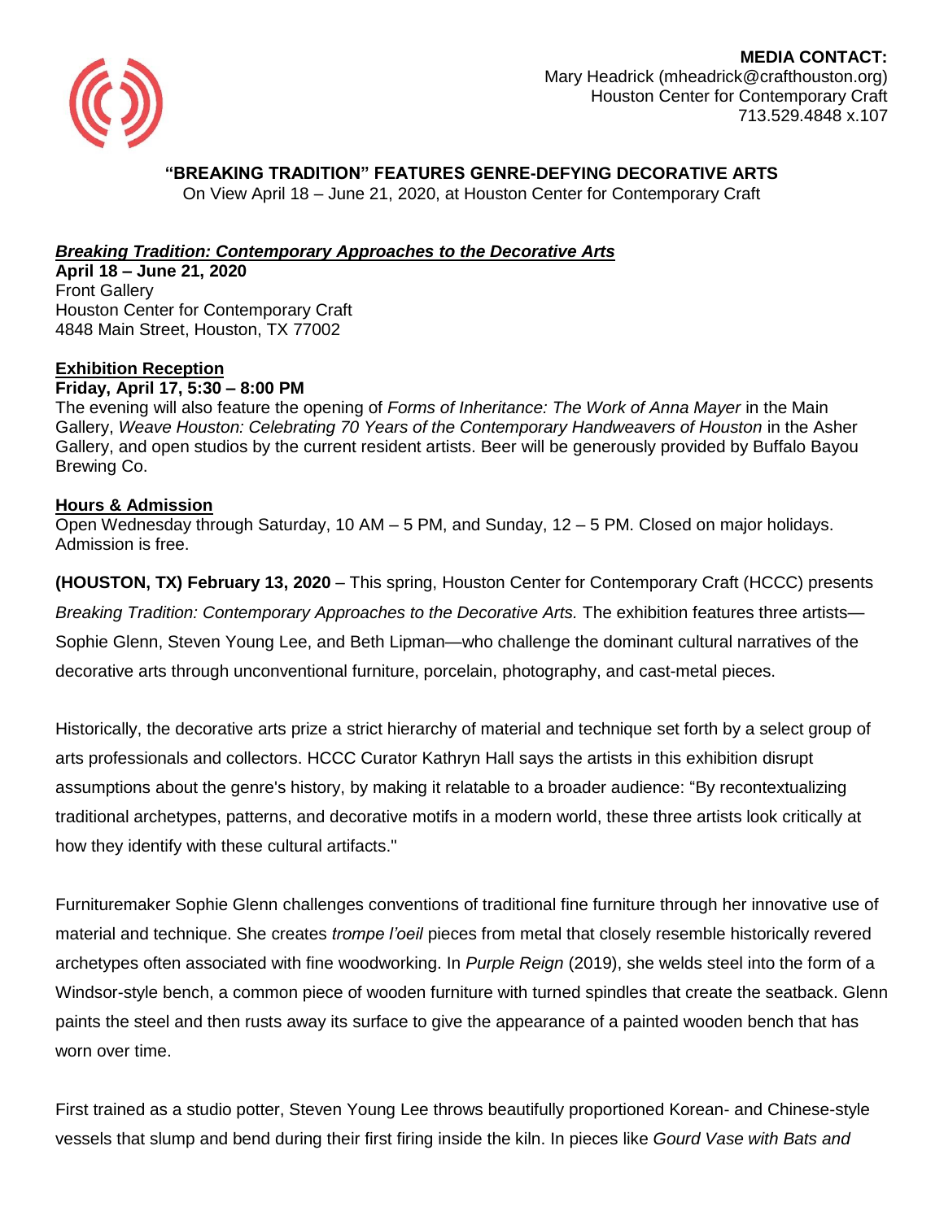**MEDIA CONTACT:**
Mary Headrick (mheadrick@crafthouston.org)
Houston Center for Contemporary Craft
713.529.4848 x.107

# "BREAKING TRADITION" FEATURES GENRE-DEFYING DECORATIVE ARTS

On View April 18 – June 21, 2020, at Houston Center for Contemporary Craft

***Breaking Tradition: Contemporary Approaches to the Decorative Arts***
**April 18 – June 21, 2020**
Front Gallery
Houston Center for Contemporary Craft
4848 Main Street, Houston, TX 77002

**Exhibition Reception**
**Friday, April 17, 5:30 – 8:00 PM**
The evening will also feature the opening of *Forms of Inheritance: The Work of Anna Mayer* in the Main Gallery, *Weave Houston: Celebrating 70 Years of the Contemporary Handweavers of Houston* in the Asher Gallery, and open studios by the current resident artists. Beer will be generously provided by Buffalo Bayou Brewing Co.

**Hours & Admission**
Open Wednesday through Saturday, 10 AM – 5 PM, and Sunday, 12 – 5 PM. Closed on major holidays. Admission is free.

**(HOUSTON, TX) February 13, 2020** – This spring, Houston Center for Contemporary Craft (HCCC) presents *Breaking Tradition: Contemporary Approaches to the Decorative Arts.* The exhibition features three artists—Sophie Glenn, Steven Young Lee, and Beth Lipman—who challenge the dominant cultural narratives of the decorative arts through unconventional furniture, porcelain, photography, and cast-metal pieces.

Historically, the decorative arts prize a strict hierarchy of material and technique set forth by a select group of arts professionals and collectors. HCCC Curator Kathryn Hall says the artists in this exhibition disrupt assumptions about the genre's history, by making it relatable to a broader audience: "By recontextualizing traditional archetypes, patterns, and decorative motifs in a modern world, these three artists look critically at how they identify with these cultural artifacts."

Furnituremaker Sophie Glenn challenges conventions of traditional fine furniture through her innovative use of material and technique. She creates *trompe l'oeil* pieces from metal that closely resemble historically revered archetypes often associated with fine woodworking. In *Purple Reign* (2019), she welds steel into the form of a Windsor-style bench, a common piece of wooden furniture with turned spindles that create the seatback. Glenn paints the steel and then rusts away its surface to give the appearance of a painted wooden bench that has worn over time.

First trained as a studio potter, Steven Young Lee throws beautifully proportioned Korean- and Chinese-style vessels that slump and bend during their first firing inside the kiln. In pieces like *Gourd Vase with Bats and*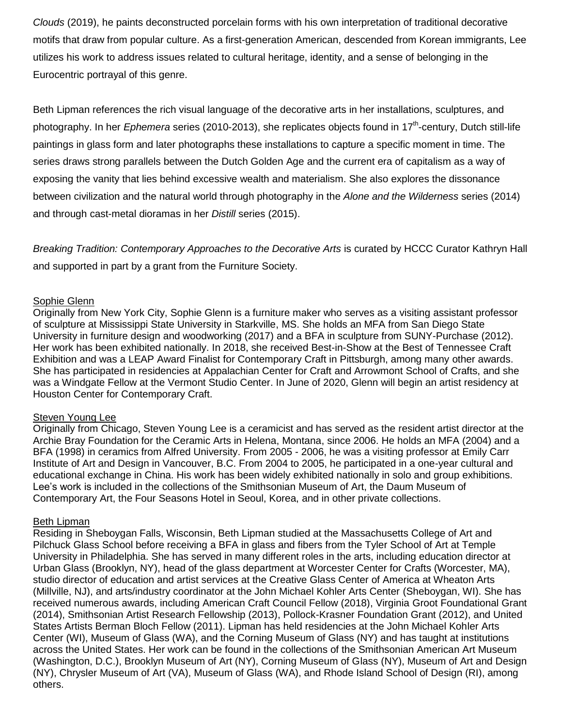*Clouds* (2019), he paints deconstructed porcelain forms with his own interpretation of traditional decorative motifs that draw from popular culture. As a first-generation American, descended from Korean immigrants, Lee utilizes his work to address issues related to cultural heritage, identity, and a sense of belonging in the Eurocentric portrayal of this genre.

Beth Lipman references the rich visual language of the decorative arts in her installations, sculptures, and photography. In her *Ephemera* series (2010-2013), she replicates objects found in 17th-century, Dutch still-life paintings in glass form and later photographs these installations to capture a specific moment in time. The series draws strong parallels between the Dutch Golden Age and the current era of capitalism as a way of exposing the vanity that lies behind excessive wealth and materialism. She also explores the dissonance between civilization and the natural world through photography in the *Alone and the Wilderness* series (2014) and through cast-metal dioramas in her *Distill* series (2015).

*Breaking Tradition: Contemporary Approaches to the Decorative Arts* is curated by HCCC Curator Kathryn Hall and supported in part by a grant from the Furniture Society.

Sophie Glenn

Originally from New York City, Sophie Glenn is a furniture maker who serves as a visiting assistant professor of sculpture at Mississippi State University in Starkville, MS. She holds an MFA from San Diego State University in furniture design and woodworking (2017) and a BFA in sculpture from SUNY-Purchase (2012). Her work has been exhibited nationally. In 2018, she received Best-in-Show at the Best of Tennessee Craft Exhibition and was a LEAP Award Finalist for Contemporary Craft in Pittsburgh, among many other awards. She has participated in residencies at Appalachian Center for Craft and Arrowmont School of Crafts, and she was a Windgate Fellow at the Vermont Studio Center. In June of 2020, Glenn will begin an artist residency at Houston Center for Contemporary Craft.

Steven Young Lee

Originally from Chicago, Steven Young Lee is a ceramicist and has served as the resident artist director at the Archie Bray Foundation for the Ceramic Arts in Helena, Montana, since 2006. He holds an MFA (2004) and a BFA (1998) in ceramics from Alfred University. From 2005 - 2006, he was a visiting professor at Emily Carr Institute of Art and Design in Vancouver, B.C. From 2004 to 2005, he participated in a one-year cultural and educational exchange in China. His work has been widely exhibited nationally in solo and group exhibitions. Lee's work is included in the collections of the Smithsonian Museum of Art, the Daum Museum of Contemporary Art, the Four Seasons Hotel in Seoul, Korea, and in other private collections.

Beth Lipman

Residing in Sheboygan Falls, Wisconsin, Beth Lipman studied at the Massachusetts College of Art and Pilchuck Glass School before receiving a BFA in glass and fibers from the Tyler School of Art at Temple University in Philadelphia. She has served in many different roles in the arts, including education director at Urban Glass (Brooklyn, NY), head of the glass department at Worcester Center for Crafts (Worcester, MA), studio director of education and artist services at the Creative Glass Center of America at Wheaton Arts (Millville, NJ), and arts/industry coordinator at the John Michael Kohler Arts Center (Sheboygan, WI). She has received numerous awards, including American Craft Council Fellow (2018), Virginia Groot Foundational Grant (2014), Smithsonian Artist Research Fellowship (2013), Pollock-Krasner Foundation Grant (2012), and United States Artists Berman Bloch Fellow (2011). Lipman has held residencies at the John Michael Kohler Arts Center (WI), Museum of Glass (WA), and the Corning Museum of Glass (NY) and has taught at institutions across the United States. Her work can be found in the collections of the Smithsonian American Art Museum (Washington, D.C.), Brooklyn Museum of Art (NY), Corning Museum of Glass (NY), Museum of Art and Design (NY), Chrysler Museum of Art (VA), Museum of Glass (WA), and Rhode Island School of Design (RI), among others.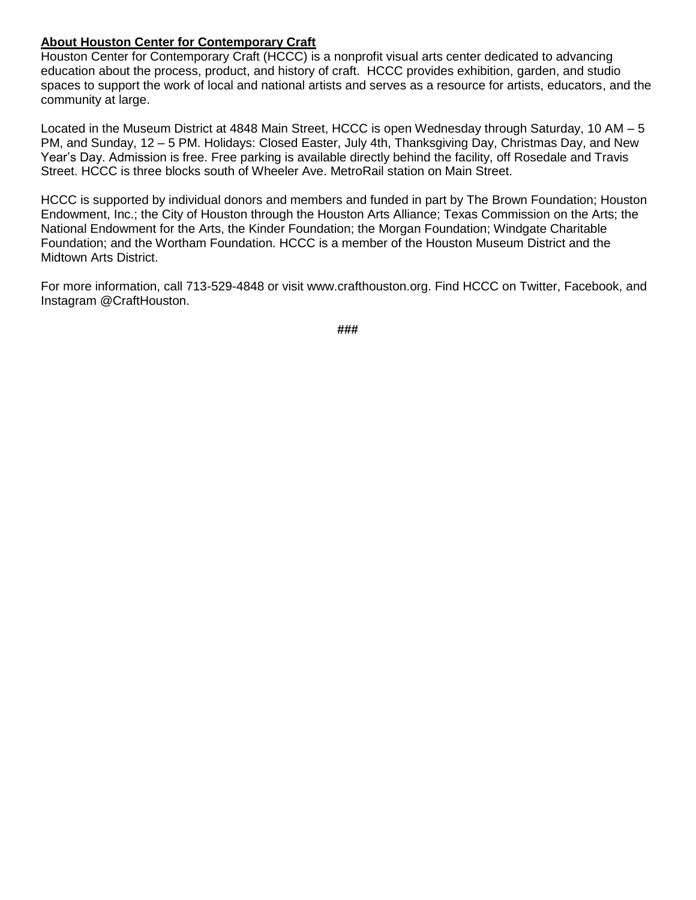**About Houston Center for Contemporary Craft**

Houston Center for Contemporary Craft (HCCC) is a nonprofit visual arts center dedicated to advancing education about the process, product, and history of craft. HCCC provides exhibition, garden, and studio spaces to support the work of local and national artists and serves as a resource for artists, educators, and the community at large.

Located in the Museum District at 4848 Main Street, HCCC is open Wednesday through Saturday, 10 AM – 5 PM, and Sunday, 12 – 5 PM. Holidays: Closed Easter, July 4th, Thanksgiving Day, Christmas Day, and New Year's Day. Admission is free. Free parking is available directly behind the facility, off Rosedale and Travis Street. HCCC is three blocks south of Wheeler Ave. MetroRail station on Main Street.

HCCC is supported by individual donors and members and funded in part by The Brown Foundation; Houston Endowment, Inc.; the City of Houston through the Houston Arts Alliance; Texas Commission on the Arts; the National Endowment for the Arts, the Kinder Foundation; the Morgan Foundation; Windgate Charitable Foundation; and the Wortham Foundation. HCCC is a member of the Houston Museum District and the Midtown Arts District.

For more information, call 713-529-4848 or visit www.crafthouston.org. Find HCCC on Twitter, Facebook, and Instagram @CraftHouston.

###